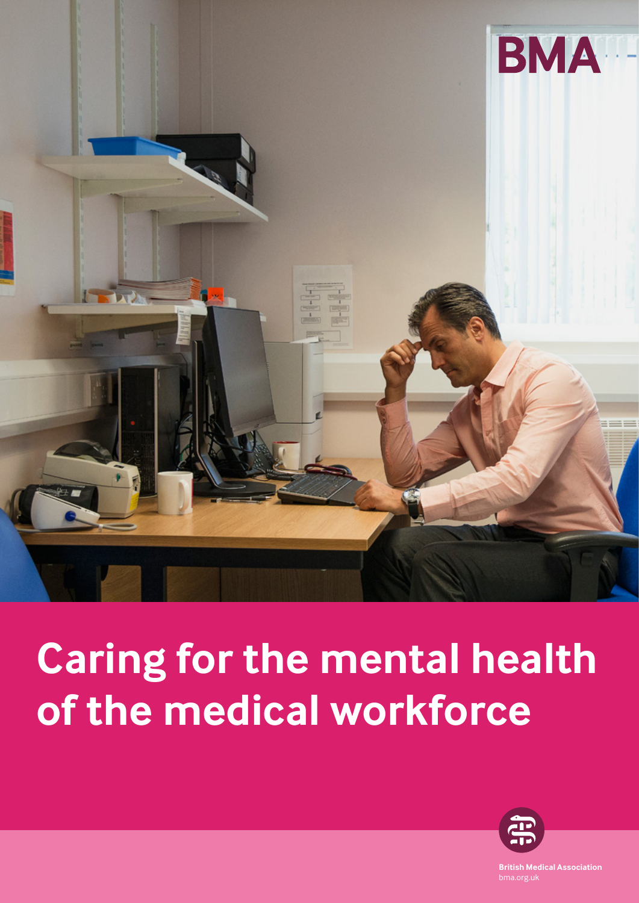BMA

# Caring for the mental health of the medical workforce

British Medical Association
bma.org.uk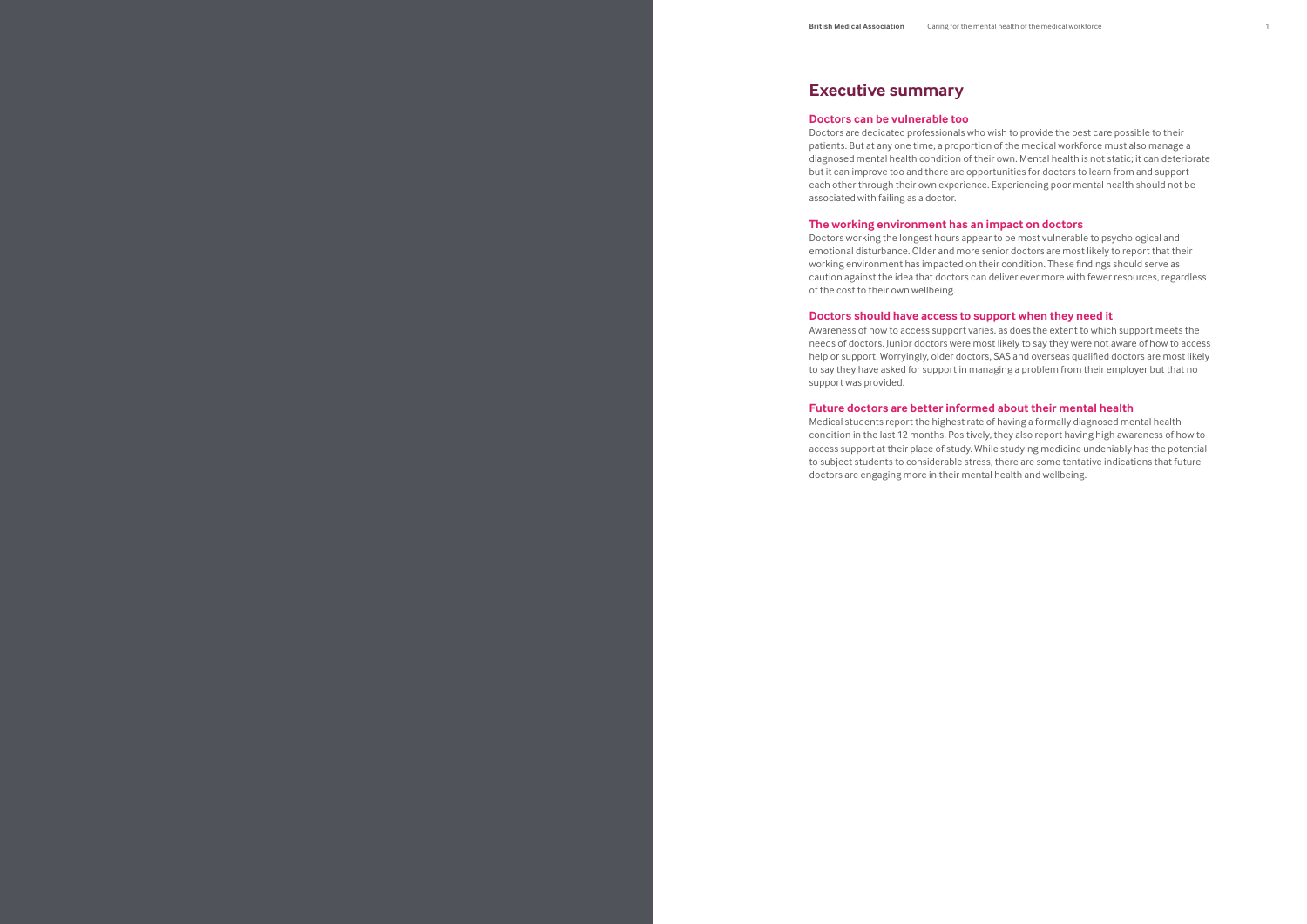# Executive summary

## Doctors can be vulnerable too

Doctors are dedicated professionals who wish to provide the best care possible to their patients. But at any one time, a proportion of the medical workforce must also manage a diagnosed mental health condition of their own. Mental health is not static; it can deteriorate but it can improve too and there are opportunities for doctors to learn from and support each other through their own experience. Experiencing poor mental health should not be associated with failing as a doctor.

## The working environment has an impact on doctors

Doctors working the longest hours appear to be most vulnerable to psychological and emotional disturbance. Older and more senior doctors are most likely to report that their working environment has impacted on their condition. These findings should serve as caution against the idea that doctors can deliver ever more with fewer resources, regardless of the cost to their own wellbeing.

## Doctors should have access to support when they need it

Awareness of how to access support varies, as does the extent to which support meets the needs of doctors. Junior doctors were most likely to say they were not aware of how to access help or support. Worryingly, older doctors, SAS and overseas qualified doctors are most likely to say they have asked for support in managing a problem from their employer but that no support was provided.

## Future doctors are better informed about their mental health

Medical students report the highest rate of having a formally diagnosed mental health condition in the last 12 months. Positively, they also report having high awareness of how to access support at their place of study. While studying medicine undeniably has the potential to subject students to considerable stress, there are some tentative indications that future doctors are engaging more in their mental health and wellbeing.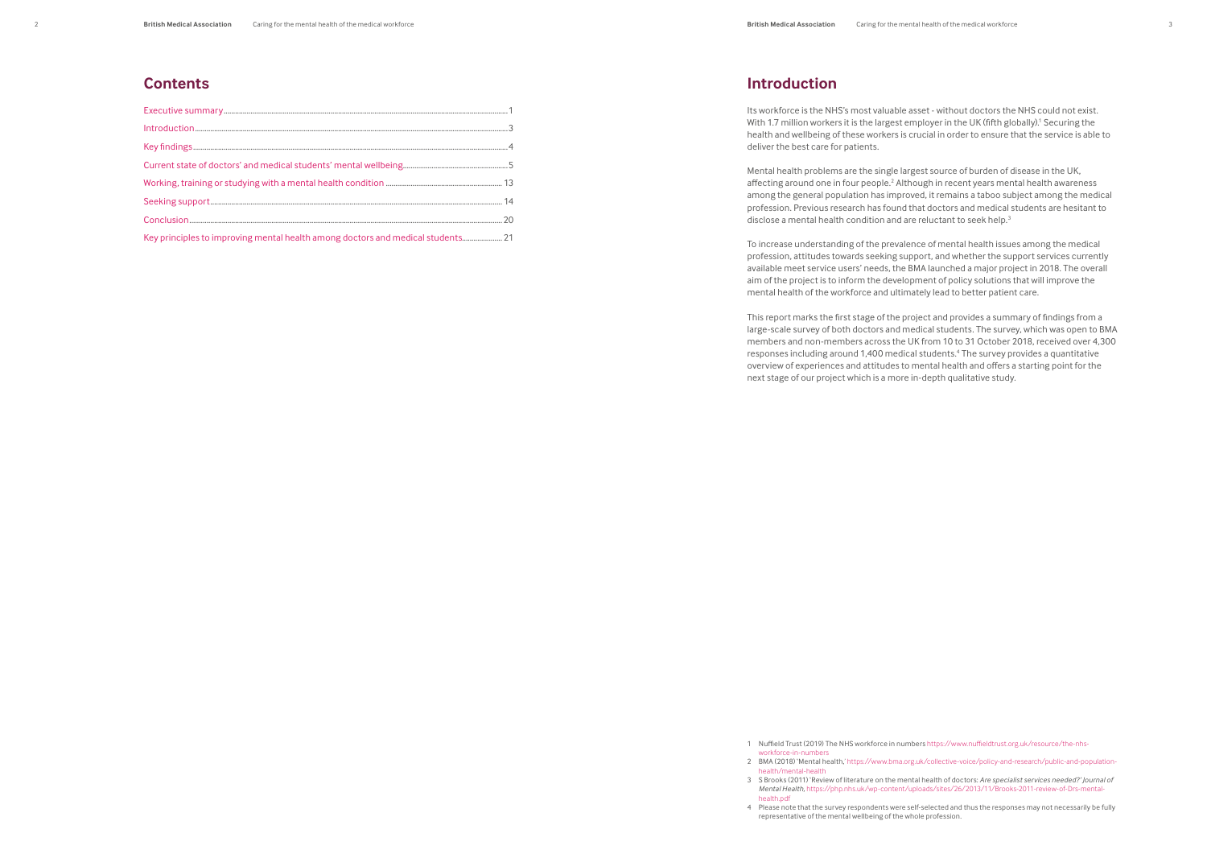## Contents

Executive summary....1
Introduction....3
Key findings....4
Current state of doctors' and medical students' mental wellbeing....5
Working, training or studying with a mental health condition....13
Seeking support....14
Conclusion....20
Key principles to improving mental health among doctors and medical students....21

## Introduction

Its workforce is the NHS's most valuable asset - without doctors the NHS could not exist. With 1.7 million workers it is the largest employer in the UK (fifth globally).[1] Securing the health and wellbeing of these workers is crucial in order to ensure that the service is able to deliver the best care for patients.

Mental health problems are the single largest source of burden of disease in the UK, affecting around one in four people.[2] Although in recent years mental health awareness among the general population has improved, it remains a taboo subject among the medical profession. Previous research has found that doctors and medical students are hesitant to disclose a mental health condition and are reluctant to seek help.[3]

To increase understanding of the prevalence of mental health issues among the medical profession, attitudes towards seeking support, and whether the support services currently available meet service users' needs, the BMA launched a major project in 2018. The overall aim of the project is to inform the development of policy solutions that will improve the mental health of the workforce and ultimately lead to better patient care.

This report marks the first stage of the project and provides a summary of findings from a large-scale survey of both doctors and medical students. The survey, which was open to BMA members and non-members across the UK from 10 to 31 October 2018, received over 4,300 responses including around 1,400 medical students.[4] The survey provides a quantitative overview of experiences and attitudes to mental health and offers a starting point for the next stage of our project which is a more in-depth qualitative study.

1 Nuffield Trust (2019) The NHS workforce in numbers https://www.nuffieldtrust.org.uk/resource/the-nhs-workforce-in-numbers

2 BMA (2018) 'Mental health,' https://www.bma.org.uk/collective-voice/policy-and-research/public-and-population-health/mental-health

3 S Brooks (2011) 'Review of literature on the mental health of doctors: *Are specialist services needed?' Journal of Mental Health*, https://php.nhs.uk/wp-content/uploads/sites/26/2013/11/Brooks-2011-review-of-Drs-mental-health.pdf

4 Please note that the survey respondents were self-selected and thus the responses may not necessarily be fully representative of the mental wellbeing of the whole profession.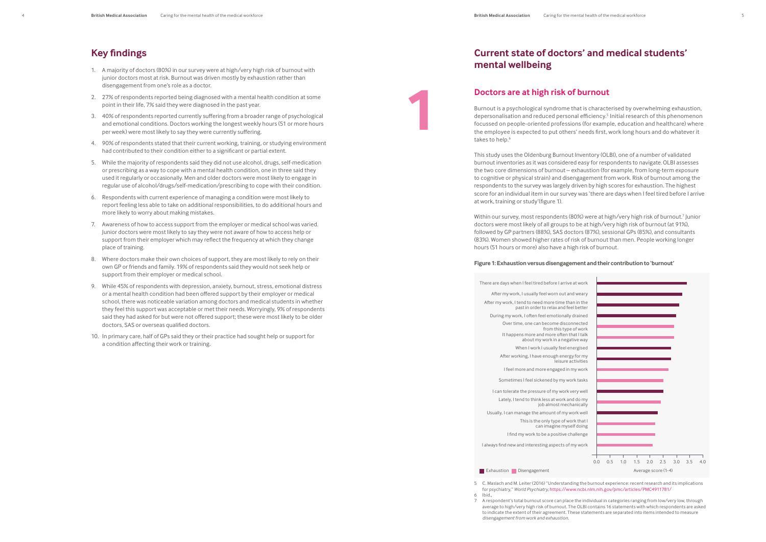## Key findings

1. A majority of doctors (80%) in our survey were at high/very high risk of burnout with junior doctors most at risk. Burnout was driven mostly by exhaustion rather than disengagement from one's role as a doctor.
2. 27% of respondents reported being diagnosed with a mental health condition at some point in their life, 7% said they were diagnosed in the past year.
3. 40% of respondents reported currently suffering from a broader range of psychological and emotional conditions. Doctors working the longest weekly hours (51 or more hours per week) were most likely to say they were currently suffering.
4. 90% of respondents stated that their current working, training, or studying environment had contributed to their condition either to a significant or partial extent.
5. While the majority of respondents said they did not use alcohol, drugs, self-medication or prescribing as a way to cope with a mental health condition, one in three said they used it regularly or occasionally. Men and older doctors were most likely to engage in regular use of alcohol/drugs/self-medication/prescribing to cope with their condition.
6. Respondents with current experience of managing a condition were most likely to report feeling less able to take on additional responsibilities, to do additional hours and more likely to worry about making mistakes.
7. Awareness of how to access support from the employer or medical school was varied. Junior doctors were most likely to say they were not aware of how to access help or support from their employer which may reflect the frequency at which they change place of training.
8. Where doctors make their own choices of support, they are most likely to rely on their own GP or friends and family. 19% of respondents said they would not seek help or support from their employer or medical school.
9. While 45% of respondents with depression, anxiety, burnout, stress, emotional distress or a mental health condition had been offered support by their employer or medical school, there was noticeable variation among doctors and medical students in whether they feel this support was acceptable or met their needs. Worryingly, 9% of respondents said they had asked for but were not offered support; these were most likely to be older doctors, SAS or overseas qualified doctors.
10. In primary care, half of GPs said they or their practice had sought help or support for a condition affecting their work or training.

# 1

## Current state of doctors' and medical students' mental wellbeing

### Doctors are at high risk of burnout

Burnout is a psychological syndrome that is characterised by overwhelming exhaustion, depersonalisation and reduced personal efficiency.[5] Initial research of this phenomenon focussed on people-oriented professions (for example, education and healthcare) where the employee is expected to put others' needs first, work long hours and do whatever it takes to help.[6]

This study uses the Oldenburg Burnout Inventory (OLBI), one of a number of validated burnout inventories as it was considered easy for respondents to navigate. OLBI assesses the two core dimensions of burnout – exhaustion (for example, from long-term exposure to cognitive or physical strain) and disengagement from work. Risk of burnout among the respondents to the survey was largely driven by high scores for exhaustion. The highest score for an individual item in our survey was 'there are days when I feel tired before I arrive at work, training or study' (figure 1).

Within our survey, most respondents (80%) were at high/very high risk of burnout.[7] Junior doctors were most likely of all groups to be at high/very high risk of burnout (at 91%), followed by GP partners (88%), SAS doctors (87%), sessional GPs (85%), and consultants (83%). Women showed higher rates of risk of burnout than men. People working longer hours (51 hours or more) also have a high risk of burnout.

**Figure 1: Exhaustion versus disengagement and their contribution to 'burnout'**

| Statement | Dimension | Average score (1-4) |
|---|---|---|
| There are days when I feel tired before I arrive at work | Exhaustion | ~3.4 |
| After my work, I usually feel worn out and weary | Exhaustion | ~3.2 |
| After my work, I tend to need more time than in the past in order to relax and feel better | Exhaustion | ~3.1 |
| During my work, I often feel emotionally drained | Exhaustion | ~3.0 |
| Over time, one can become disconnected from this type of work | Disengagement | ~2.9 |
| It happens more and more often that I talk about my work in a negative way | Disengagement | ~2.9 |
| When I work I usually feel energised | Exhaustion | ~2.8 |
| After working, I have enough energy for my leisure activities | Exhaustion | ~2.8 |
| I feel more and more engaged in my work | Disengagement | ~2.7 |
| Sometimes I feel sickened by my work tasks | Disengagement | ~2.5 |
| I can tolerate the pressure of my work very well | Exhaustion | ~2.5 |
| Lately, I tend to think less at work and do my job almost mechanically | Disengagement | ~2.4 |
| Usually, I can manage the amount of my work well | Exhaustion | ~2.3 |
| This is the only type of work that I can imagine myself doing | Disengagement | ~2.2 |
| I find my work to be a positive challenge | Disengagement | ~2.2 |
| I always find new and interesting aspects of my work | Disengagement | ~2.1 |

5 C. Maslach and M. Leiter (2016) "Understanding the burnout experience: recent research and its implications for psychiatry," *World Psychiatry*, https://www.ncbi.nlm.nih.gov/pmc/articles/PMC4911781/

6 Ibid.,

7 A respondent's total burnout score can place the individual in categories ranging from low/very low, through average to high/very high risk of burnout. The OLBI contains 16 statements with which respondents are asked to indicate the extent of their agreement. These statements are separated into items intended to measure *disengagement from work and exhaustion*.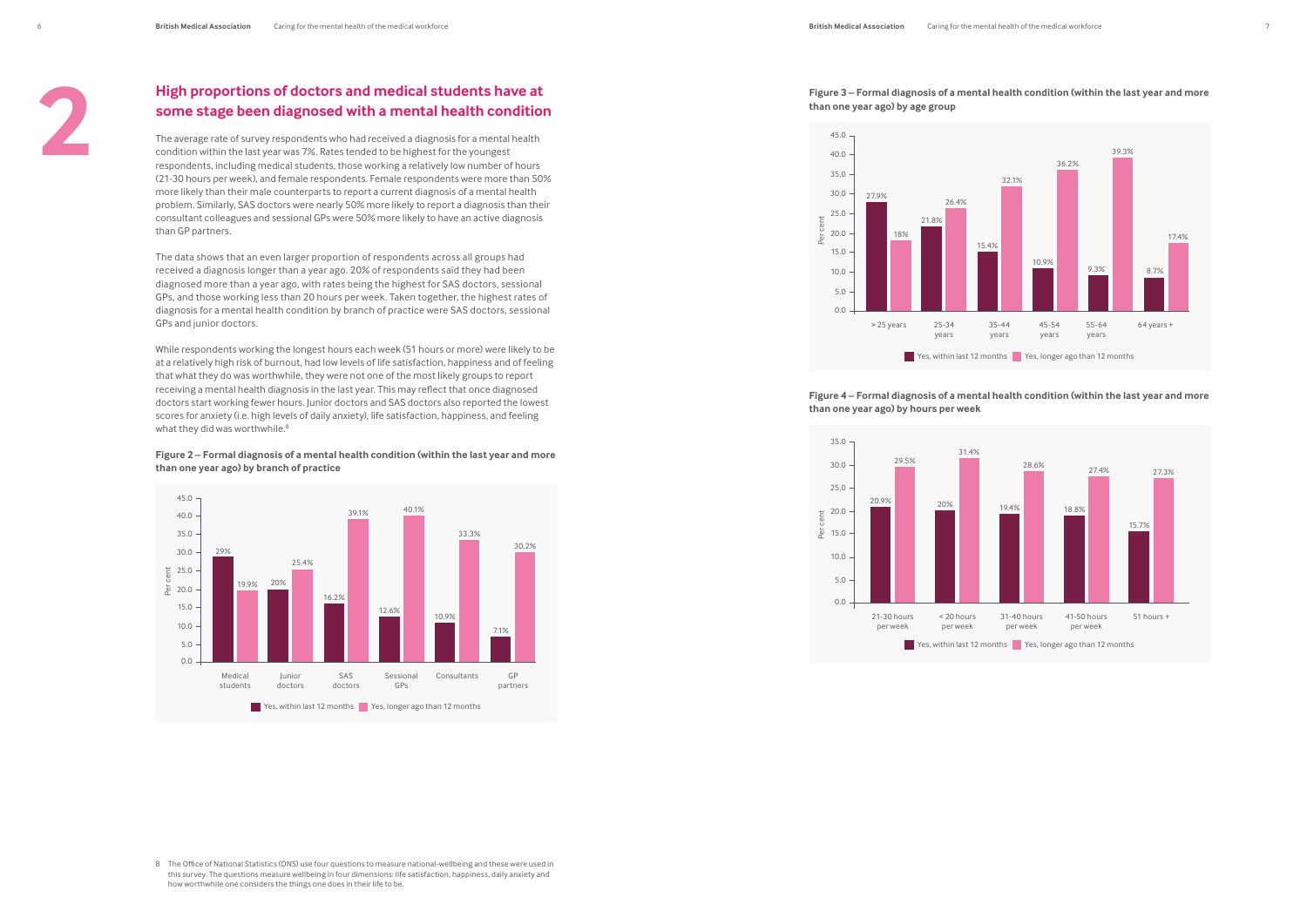# 2

## High proportions of doctors and medical students have at some stage been diagnosed with a mental health condition

The average rate of survey respondents who had received a diagnosis for a mental health condition within the last year was 7%. Rates tended to be highest for the youngest respondents, including medical students, those working a relatively low number of hours (21-30 hours per week), and female respondents. Female respondents were more than 50% more likely than their male counterparts to report a current diagnosis of a mental health problem. Similarly, SAS doctors were nearly 50% more likely to report a diagnosis than their consultant colleagues and sessional GPs were 50% more likely to have an active diagnosis than GP partners.

The data shows that an even larger proportion of respondents across all groups had received a diagnosis longer than a year ago. 20% of respondents said they had been diagnosed more than a year ago, with rates being the highest for SAS doctors, sessional GPs, and those working less than 20 hours per week. Taken together, the highest rates of diagnosis for a mental health condition by branch of practice were SAS doctors, sessional GPs and junior doctors.

While respondents working the longest hours each week (51 hours or more) were likely to be at a relatively high risk of burnout, had low levels of life satisfaction, happiness and of feeling that what they do was worthwhile, they were not one of the most likely groups to report receiving a mental health diagnosis in the last year. This may reflect that once diagnosed doctors start working fewer hours. Junior doctors and SAS doctors also reported the lowest scores for anxiety (i.e. high levels of daily anxiety), life satisfaction, happiness, and feeling what they did was worthwhile.[8]

**Figure 2 – Formal diagnosis of a mental health condition (within the last year and more than one year ago) by branch of practice**

| Branch of practice | Yes, within last 12 months | Yes, longer ago than 12 months |
|---|---|---|
| Medical students | 29% | 19.9% |
| Junior doctors | 20% | 25.4% |
| SAS doctors | 16.2% | 39.1% |
| Sessional GPs | 12.6% | 40.1% |
| Consultants | 10.9% | 33.3% |
| GP partners | 7.1% | 30.2% |

**Figure 3 – Formal diagnosis of a mental health condition (within the last year and more than one year ago) by age group**

| Age group | Yes, within last 12 months | Yes, longer ago than 12 months |
|---|---|---|
| > 25 years | 27.9% | 18% |
| 25-34 years | 21.8% | 26.4% |
| 35-44 years | 15.4% | 32.1% |
| 45-54 years | 10.9% | 36.2% |
| 55-64 years | 9.3% | 39.3% |
| 64 years + | 8.7% | 17.4% |

**Figure 4 – Formal diagnosis of a mental health condition (within the last year and more than one year ago) by hours per week**

| Hours per week | Yes, within last 12 months | Yes, longer ago than 12 months |
|---|---|---|
| 21-30 hours per week | 20.9% | 29.5% |
| < 20 hours per week | 20% | 31.4% |
| 31-40 hours per week | 19.4% | 28.6% |
| 41-50 hours per week | 18.8% | 27.4% |
| 51 hours + | 15.7% | 27.3% |

8 The Office of National Statistics (ONS) use four questions to measure national-wellbeing and these were used in this survey. The questions measure wellbeing in four dimensions: life satisfaction, happiness, daily anxiety and how worthwhile one considers the things one does in their life to be.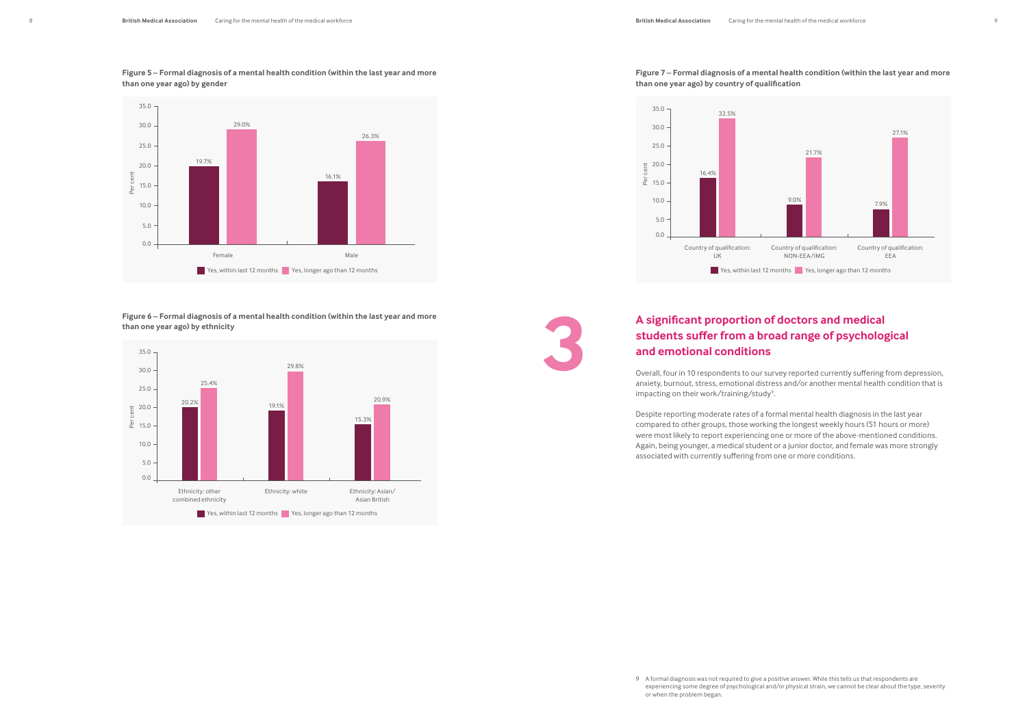**Figure 5 – Formal diagnosis of a mental health condition (within the last year and more than one year ago) by gender**

| | Yes, within last 12 months | Yes, longer ago than 12 months |
|---|---|---|
| Female | 19.7% | 29.0% |
| Male | 16.1% | 26.3% |

**Figure 6 – Formal diagnosis of a mental health condition (within the last year and more than one year ago) by ethnicity**

| | Yes, within last 12 months | Yes, longer ago than 12 months |
|---|---|---|
| Ethnicity: other combined ethnicity | 20.2% | 25.4% |
| Ethnicity: white | 19.1% | 29.8% |
| Ethnicity: Asian/Asian British | 15.3% | 20.9% |

**Figure 7 – Formal diagnosis of a mental health condition (within the last year and more than one year ago) by country of qualification**

| | Yes, within last 12 months | Yes, longer ago than 12 months |
|---|---|---|
| Country of qualification: UK | 16.4% | 32.5% |
| Country of qualification: NON-EEA/IMG | 9.0% | 21.7% |
| Country of qualification: EEA | 7.9% | 27.1% |

## 3 A significant proportion of doctors and medical students suffer from a broad range of psychological and emotional conditions

Overall, four in 10 respondents to our survey reported currently suffering from depression, anxiety, burnout, stress, emotional distress and/or another mental health condition that is impacting on their work/training/study[9].

Despite reporting moderate rates of a formal mental health diagnosis in the last year compared to other groups, those working the longest weekly hours (51 hours or more) were most likely to report experiencing one or more of the above-mentioned conditions. Again, being younger, a medical student or a junior doctor, and female was more strongly associated with currently suffering from one or more conditions.

9 A formal diagnosis was not required to give a positive answer. While this tells us that respondents are experiencing some degree of psychological and/or physical strain, we cannot be clear about the type, severity or when the problem began.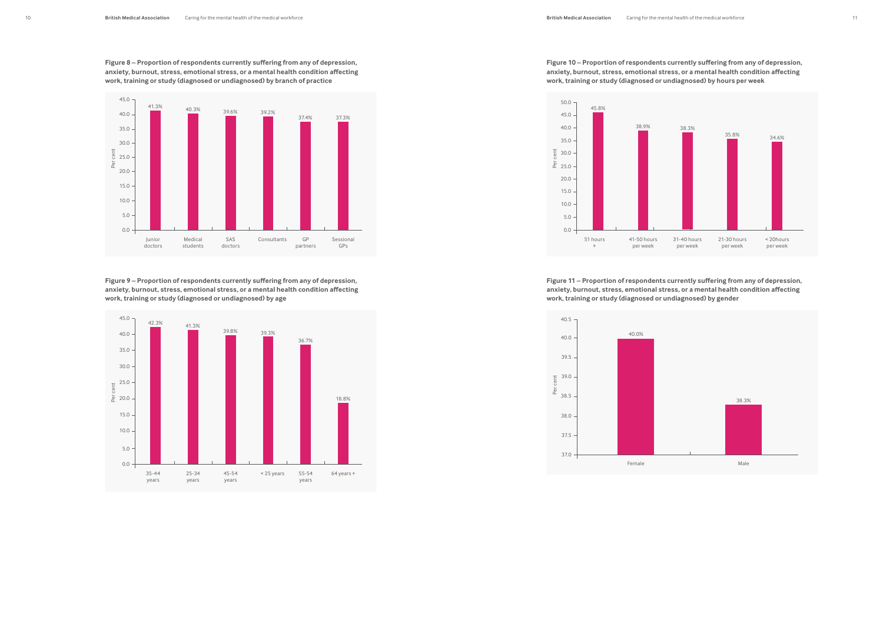**Figure 8 – Proportion of respondents currently suffering from any of depression, anxiety, burnout, stress, emotional stress, or a mental health condition affecting work, training or study (diagnosed or undiagnosed) by branch of practice**

| Branch of practice | Per cent |
|---|---|
| Junior doctors | 41.3% |
| Medical students | 40.3% |
| SAS doctors | 39.6% |
| Consultants | 39.2% |
| GP partners | 37.4% |
| Sessional GPs | 37.3% |

**Figure 9 – Proportion of respondents currently suffering from any of depression, anxiety, burnout, stress, emotional stress, or a mental health condition affecting work, training or study (diagnosed or undiagnosed) by age**

| Age | Per cent |
|---|---|
| 35-44 years | 42.3% |
| 25-34 years | 41.3% |
| 45-54 years | 39.8% |
| < 25 years | 39.3% |
| 55-54 years | 36.7% |
| 64 years + | 18.8% |

**Figure 10 – Proportion of respondents currently suffering from any of depression, anxiety, burnout, stress, emotional stress, or a mental health condition affecting work, training or study (diagnosed or undiagnosed) by hours per week**

| Hours per week | Per cent |
|---|---|
| 51 hours + | 45.8% |
| 41-50 hours per week | 38.9% |
| 31-40 hours per week | 38.3% |
| 21-30 hours per week | 35.8% |
| < 20hours per week | 34.6% |

**Figure 11 – Proportion of respondents currently suffering from any of depression, anxiety, burnout, stress, emotional stress, or a mental health condition affecting work, training or study (diagnosed or undiagnosed) by gender**

| Gender | Per cent |
|---|---|
| Female | 40.0% |
| Male | 38.3% |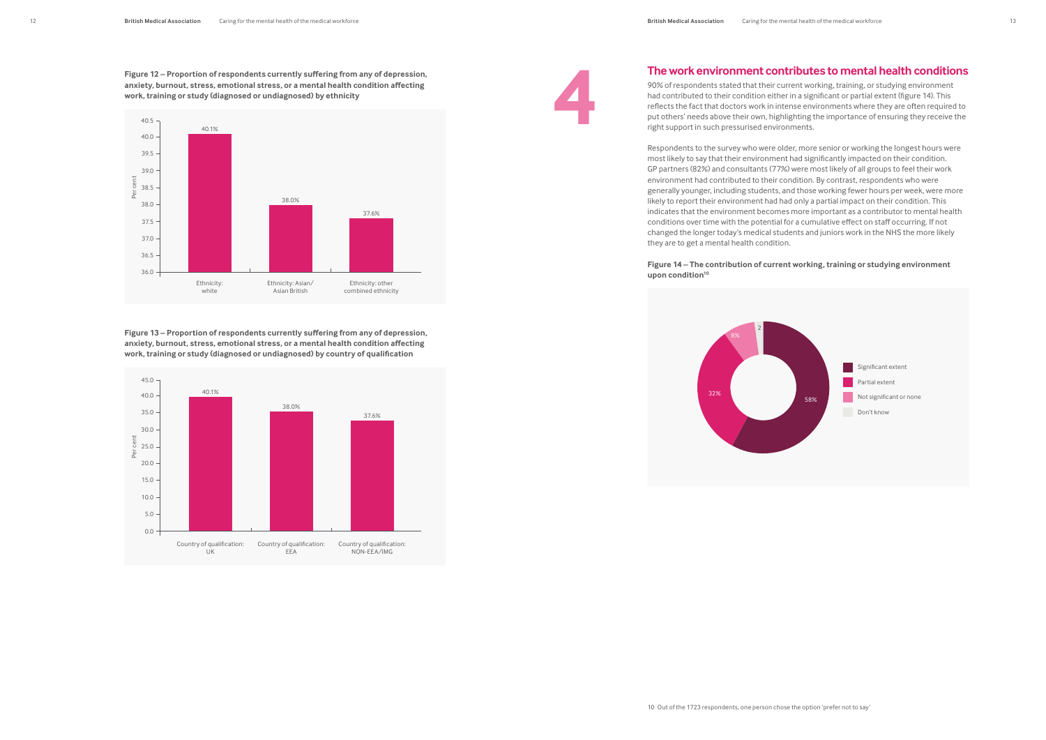**Figure 12 – Proportion of respondents currently suffering from any of depression, anxiety, burnout, stress, emotional stress, or a mental health condition affecting work, training or study (diagnosed or undiagnosed) by ethnicity**

| Ethnicity | Per cent |
|---|---|
| Ethnicity: white | 40.1% |
| Ethnicity: Asian/Asian British | 38.0% |
| Ethnicity: other combined ethnicity | 37.6% |

**Figure 13 – Proportion of respondents currently suffering from any of depression, anxiety, burnout, stress, emotional stress, or a mental health condition affecting work, training or study (diagnosed or undiagnosed) by country of qualification**

| Country of qualification | Per cent |
|---|---|
| Country of qualification: UK | 40.1% |
| Country of qualification: EEA | 38.0% |
| Country of qualification: NON-EEA/IMG | 37.6% |

# 4

## The work environment contributes to mental health conditions

90% of respondents stated that their current working, training, or studying environment had contributed to their condition either in a significant or partial extent (figure 14). This reflects the fact that doctors work in intense environments where they are often required to put others' needs above their own, highlighting the importance of ensuring they receive the right support in such pressurised environments.

Respondents to the survey who were older, more senior or working the longest hours were most likely to say that their environment had significantly impacted on their condition. GP partners (82%) and consultants (77%) were most likely of all groups to feel their work environment had contributed to their condition. By contrast, respondents who were generally younger, including students, and those working fewer hours per week, were more likely to report their environment had had only a partial impact on their condition. This indicates that the environment becomes more important as a contributor to mental health conditions over time with the potential for a cumulative effect on staff occurring. If not changed the longer today's medical students and juniors work in the NHS the more likely they are to get a mental health condition.

**Figure 14 – The contribution of current working, training or studying environment upon condition[10]**

| Contribution | Per cent |
|---|---|
| Significant extent | 58% |
| Partial extent | 32% |
| Not significant or none | 8% |
| Don't know | 2 |

10 Out of the 1723 respondents, one person chose the option 'prefer not to say'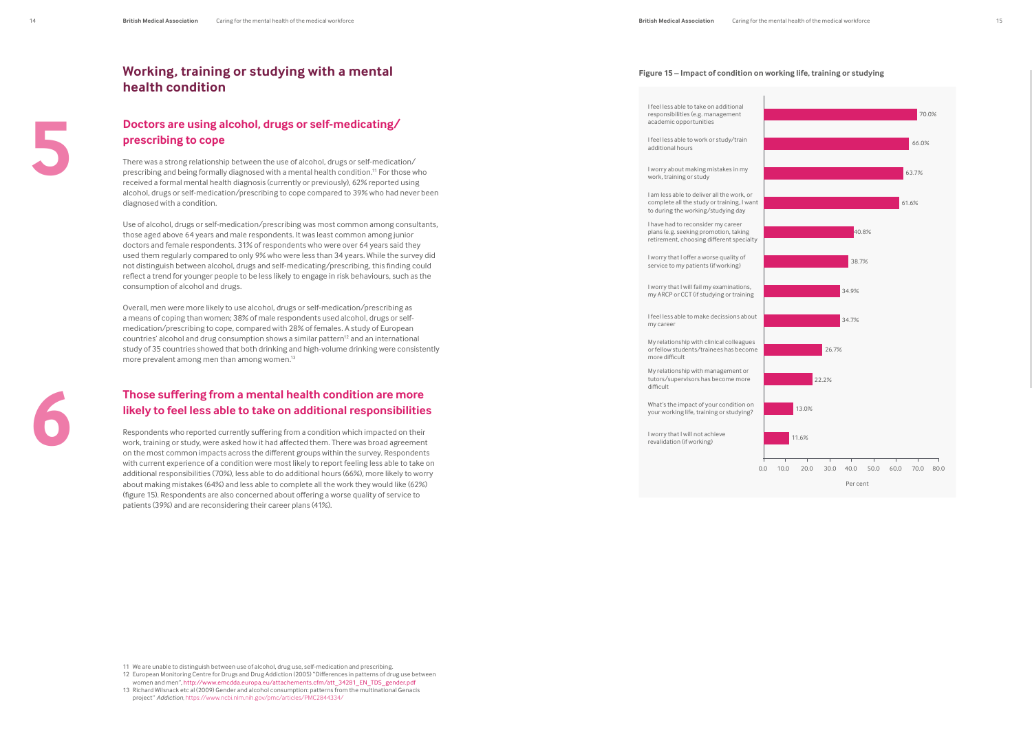## Working, training or studying with a mental health condition

### 5 Doctors are using alcohol, drugs or self-medicating/prescribing to cope

There was a strong relationship between the use of alcohol, drugs or self-medication/prescribing and being formally diagnosed with a mental health condition.[11] For those who received a formal mental health diagnosis (currently or previously), 62% reported using alcohol, drugs or self-medication/prescribing to cope compared to 39% who had never been diagnosed with a condition.

Use of alcohol, drugs or self-medication/prescribing was most common among consultants, those aged above 64 years and male respondents. It was least common among junior doctors and female respondents. 31% of respondents who were over 64 years said they used them regularly compared to only 9% who were less than 34 years. While the survey did not distinguish between alcohol, drugs and self-medicating/prescribing, this finding could reflect a trend for younger people to be less likely to engage in risk behaviours, such as the consumption of alcohol and drugs.

Overall, men were more likely to use alcohol, drugs or self-medication/prescribing as a means of coping than women; 38% of male respondents used alcohol, drugs or self-medication/prescribing to cope, compared with 28% of females. A study of European countries' alcohol and drug consumption shows a similar pattern[12] and an international study of 35 countries showed that both drinking and high-volume drinking were consistently more prevalent among men than among women.[13]

### 6 Those suffering from a mental health condition are more likely to feel less able to take on additional responsibilities

Respondents who reported currently suffering from a condition which impacted on their work, training or study, were asked how it had affected them. There was broad agreement on the most common impacts across the different groups within the survey. Respondents with current experience of a condition were most likely to report feeling less able to take on additional responsibilities (70%), less able to do additional hours (66%), more likely to worry about making mistakes (64%) and less able to complete all the work they would like (62%) (figure 15). Respondents are also concerned about offering a worse quality of service to patients (39%) and are reconsidering their career plans (41%).

**Figure 15 – Impact of condition on working life, training or studying**

| Impact | Per cent |
|---|---|
| I feel less able to take on additional responsibilities (e.g. management academic opportunities | 70.0% |
| I feel less able to work or study/train additional hours | 66.0% |
| I worry about making mistakes in my work, training or study | 63.7% |
| I am less able to deliver all the work, or complete all the study or training, I want to during the working/studying day | 61.6% |
| I have had to reconsider my career plans (e.g. seeking promotion, taking retirement, choosing different specialty | 40.8% |
| I worry that I offer a worse quality of service to my patients (if working) | 38.7% |
| I worry that I will fail my examinations, my ARCP or CCT (if studying or training | 34.9% |
| I feel less able to make decissions about my career | 34.7% |
| My relationship with clinical colleagues or fellow students/trainees has become more difficult | 26.7% |
| My relationship with management or tutors/supervisors has become more difficult | 22.2% |
| What's the impact of your condition on your working life, training or studying? | 13.0% |
| I worry that I will not achieve revalidation (if working) | 11.6% |

11 We are unable to distinguish between use of alcohol, drug use, self-medication and prescribing.

12 European Monitoring Centre for Drugs and Drug Addiction (2005) "Differences in patterns of drug use between women and men", http://www.emcdda.europa.eu/attachements.cfm/att_34281_EN_TDS_gender.pdf

13 Richard Wilsnack etc al (2009) Gender and alcohol consumption: patterns from the multinational Genacis project" *Addiction*, https://www.ncbi.nlm.nih.gov/pmc/articles/PMC2844334/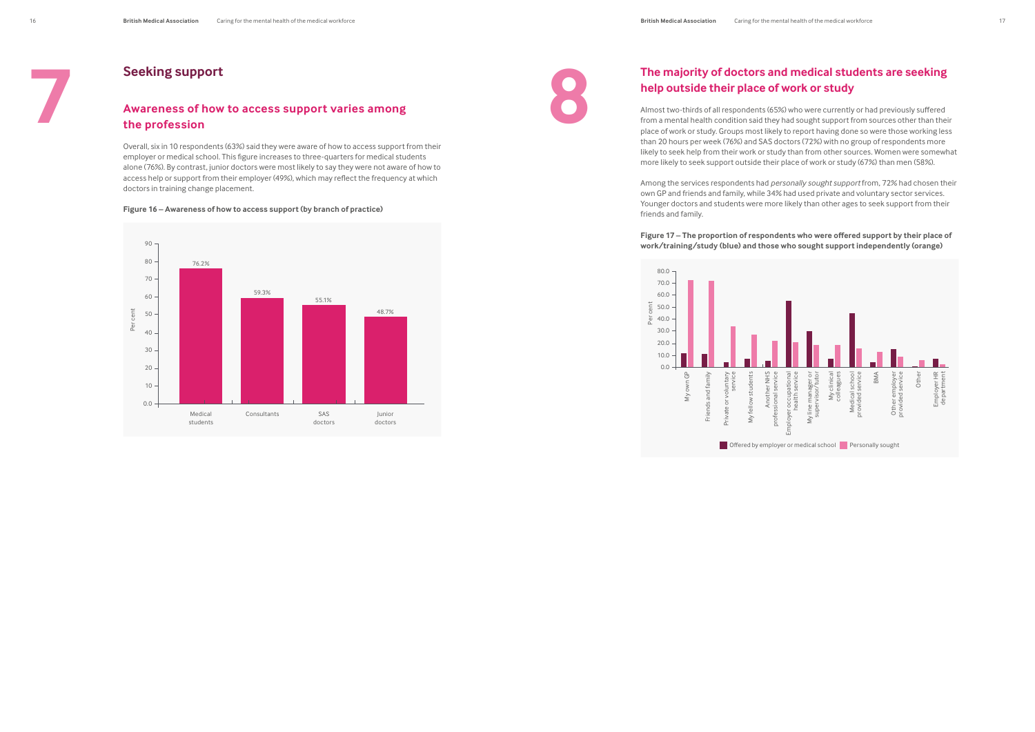# 7

## Seeking support

### Awareness of how to access support varies among the profession

Overall, six in 10 respondents (63%) said they were aware of how to access support from their employer or medical school. This figure increases to three-quarters for medical students alone (76%). By contrast, junior doctors were most likely to say they were not aware of how to access help or support from their employer (49%), which may reflect the frequency at which doctors in training change placement.

**Figure 16 – Awareness of how to access support (by branch of practice)**

| Branch of practice | Per cent |
|---|---|
| Medical students | 76.2% |
| Consultants | 59.3% |
| SAS doctors | 55.1% |
| Junior doctors | 48.7% |

# 8

## The majority of doctors and medical students are seeking help outside their place of work or study

Almost two-thirds of all respondents (65%) who were currently or had previously suffered from a mental health condition said they had sought support from sources other than their place of work or study. Groups most likely to report having done so were those working less than 20 hours per week (76%) and SAS doctors (72%) with no group of respondents more likely to seek help from their work or study than from other sources. Women were somewhat more likely to seek support outside their place of work or study (67%) than men (58%).

Among the services respondents had *personally sought support* from, 72% had chosen their own GP and friends and family, while 34% had used private and voluntary sector services. Younger doctors and students were more likely than other ages to seek support from their friends and family.

**Figure 17 – The proportion of respondents who were offered support by their place of work/training/study (blue) and those who sought support independently (orange)**

Categories: My own GP; Friends and family; Private or voluntary service; My fellow students; Another NHS professional service; Employer occupational health service; My line manager or supervisor/tutor; My clinical colleagues; Medical school provided service; BMA; Other employer provided service; Other; Employer HR department

Legend: Offered by employer or medical school; Personally sought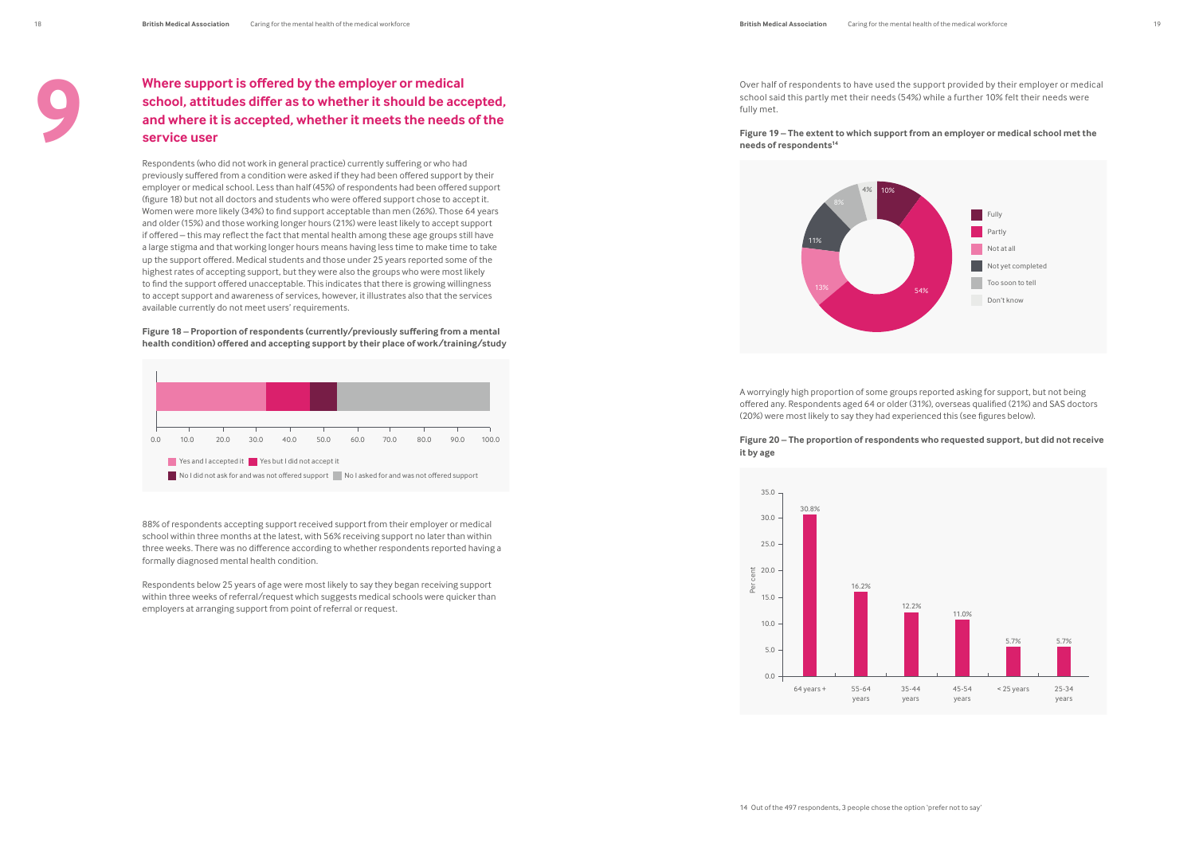# 9

## Where support is offered by the employer or medical school, attitudes differ as to whether it should be accepted, and where it is accepted, whether it meets the needs of the service user

Respondents (who did not work in general practice) currently suffering or who had previously suffered from a condition were asked if they had been offered support by their employer or medical school. Less than half (45%) of respondents had been offered support (figure 18) but not all doctors and students who were offered support chose to accept it. Women were more likely (34%) to find support acceptable than men (26%). Those 64 years and older (15%) and those working longer hours (21%) were least likely to accept support if offered – this may reflect the fact that mental health among these age groups still have a large stigma and that working longer hours means having less time to make time to take up the support offered. Medical students and those under 25 years reported some of the highest rates of accepting support, but they were also the groups who were most likely to find the support offered unacceptable. This indicates that there is growing willingness to accept support and awareness of services, however, it illustrates also that the services available currently do not meet users' requirements.

**Figure 18 – Proportion of respondents (currently/previously suffering from a mental health condition) offered and accepting support by their place of work/training/study**

Legend: Yes and I accepted it; Yes but I did not accept it; No I did not ask for and was not offered support; No I asked for and was not offered support

88% of respondents accepting support received support from their employer or medical school within three months at the latest, with 56% receiving support no later than within three weeks. There was no difference according to whether respondents reported having a formally diagnosed mental health condition.

Respondents below 25 years of age were most likely to say they began receiving support within three weeks of referral/request which suggests medical schools were quicker than employers at arranging support from point of referral or request.

Over half of respondents to have used the support provided by their employer or medical school said this partly met their needs (54%) while a further 10% felt their needs were fully met.

**Figure 19 – The extent to which support from an employer or medical school met the needs of respondents[14]**

| Response | Percent |
|---|---|
| Fully | 10% |
| Partly | 54% |
| Not at all | 13% |
| Not yet completed | 11% |
| Too soon to tell | 8% |
| Don't know | 4% |

A worryingly high proportion of some groups reported asking for support, but not being offered any. Respondents aged 64 or older (31%), overseas qualified (21%) and SAS doctors (20%) were most likely to say they had experienced this (see figures below).

**Figure 20 – The proportion of respondents who requested support, but did not receive it by age**

| Age | Per cent |
|---|---|
| 64 years + | 30.8% |
| 55-64 years | 16.2% |
| 35-44 years | 12.2% |
| 45-54 years | 11.0% |
| < 25 years | 5.7% |
| 25-34 years | 5.7% |

14 Out of the 497 respondents, 3 people chose the option 'prefer not to say'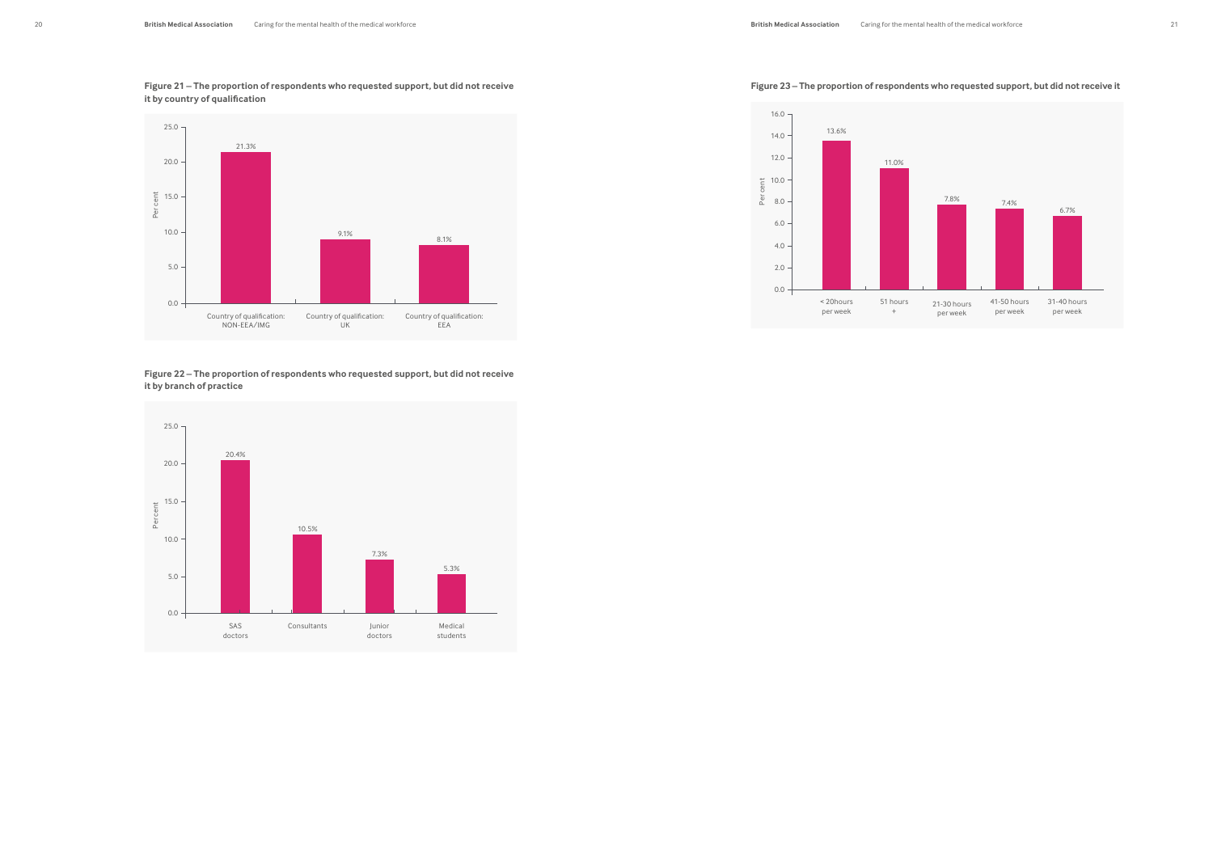**Figure 21 – The proportion of respondents who requested support, but did not receive it by country of qualification**

| Country of qualification | Per cent |
|---|---|
| Country of qualification: NON-EEA/IMG | 21.3% |
| Country of qualification: UK | 9.1% |
| Country of qualification: EEA | 8.1% |

**Figure 22 – The proportion of respondents who requested support, but did not receive it by branch of practice**

| Branch of practice | Percent |
|---|---|
| SAS doctors | 20.4% |
| Consultants | 10.5% |
| Junior doctors | 7.3% |
| Medical students | 5.3% |

**Figure 23 – The proportion of respondents who requested support, but did not receive it**

| Hours | Per cent |
|---|---|
| < 20hours per week | 13.6% |
| 51 hours + | 11.0% |
| 21-30 hours per week | 7.8% |
| 41-50 hours per week | 7.4% |
| 31-40 hours per week | 6.7% |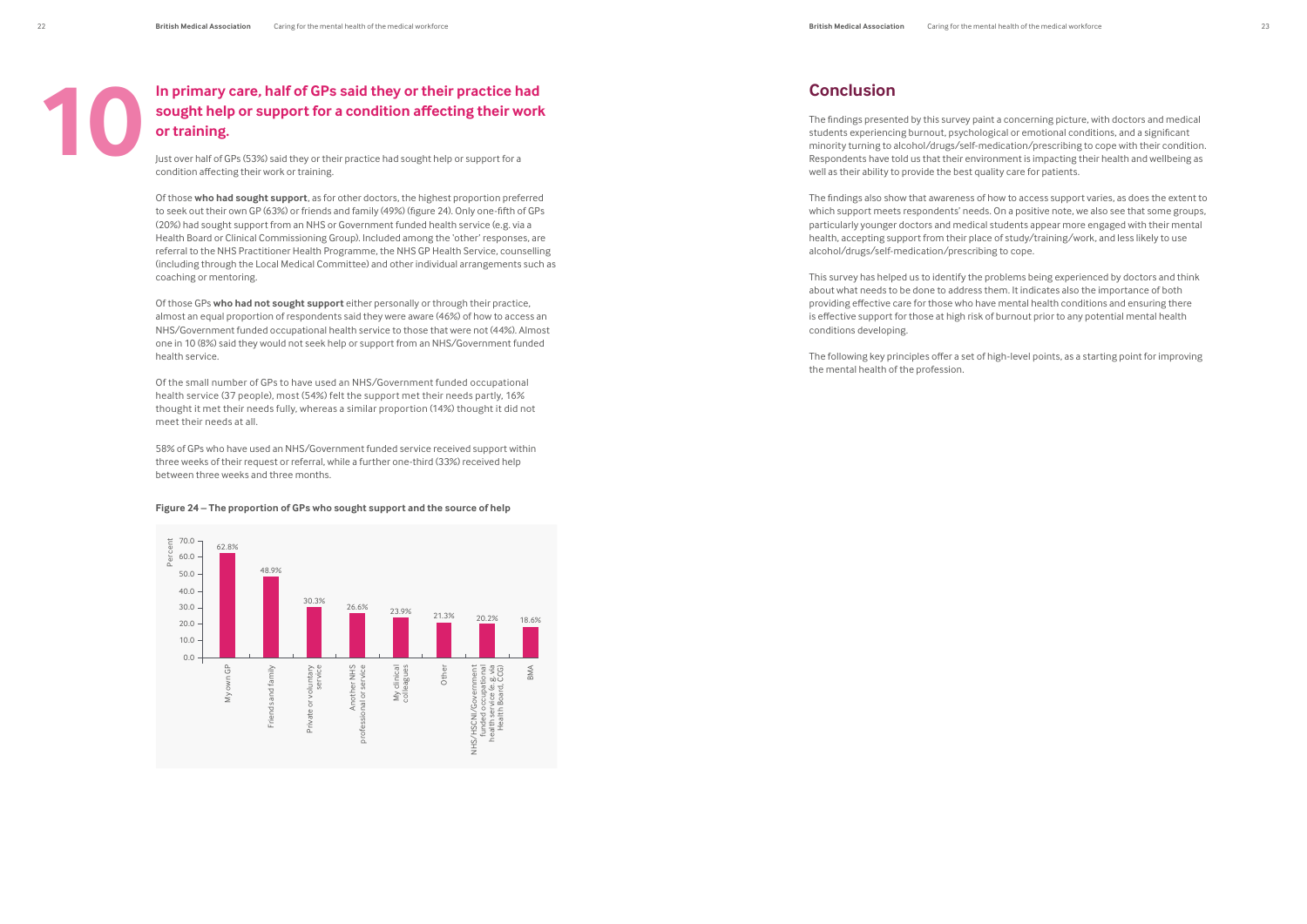# 10

## In primary care, half of GPs said they or their practice had sought help or support for a condition affecting their work or training.

Just over half of GPs (53%) said they or their practice had sought help or support for a condition affecting their work or training.

Of those **who had sought support**, as for other doctors, the highest proportion preferred to seek out their own GP (63%) or friends and family (49%) (figure 24). Only one-fifth of GPs (20%) had sought support from an NHS or Government funded health service (e.g. via a Health Board or Clinical Commissioning Group). Included among the 'other' responses, are referral to the NHS Practitioner Health Programme, the NHS GP Health Service, counselling (including through the Local Medical Committee) and other individual arrangements such as coaching or mentoring.

Of those GPs **who had not sought support** either personally or through their practice, almost an equal proportion of respondents said they were aware (46%) of how to access an NHS/Government funded occupational health service to those that were not (44%). Almost one in 10 (8%) said they would not seek help or support from an NHS/Government funded health service.

Of the small number of GPs to have used an NHS/Government funded occupational health service (37 people), most (54%) felt the support met their needs partly, 16% thought it met their needs fully, whereas a similar proportion (14%) thought it did not meet their needs at all.

58% of GPs who have used an NHS/Government funded service received support within three weeks of their request or referral, while a further one-third (33%) received help between three weeks and three months.

**Figure 24 – The proportion of GPs who sought support and the source of help**

| Source of help | Percent |
|---|---|
| My own GP | 62.8% |
| Friends and family | 48.9% |
| Private or voluntary service | 30.3% |
| Another NHS professional or service | 26.6% |
| My clinical colleagues | 23.9% |
| Other | 21.3% |
| NHS/HSCNI/Government funded occupational health service (e.g. via Health Board, CCG) | 20.2% |
| BMA | 18.6% |

## Conclusion

The findings presented by this survey paint a concerning picture, with doctors and medical students experiencing burnout, psychological or emotional conditions, and a significant minority turning to alcohol/drugs/self-medication/prescribing to cope with their condition. Respondents have told us that their environment is impacting their health and wellbeing as well as their ability to provide the best quality care for patients.

The findings also show that awareness of how to access support varies, as does the extent to which support meets respondents' needs. On a positive note, we also see that some groups, particularly younger doctors and medical students appear more engaged with their mental health, accepting support from their place of study/training/work, and less likely to use alcohol/drugs/self-medication/prescribing to cope.

This survey has helped us to identify the problems being experienced by doctors and think about what needs to be done to address them. It indicates also the importance of both providing effective care for those who have mental health conditions and ensuring there is effective support for those at high risk of burnout prior to any potential mental health conditions developing.

The following key principles offer a set of high-level points, as a starting point for improving the mental health of the profession.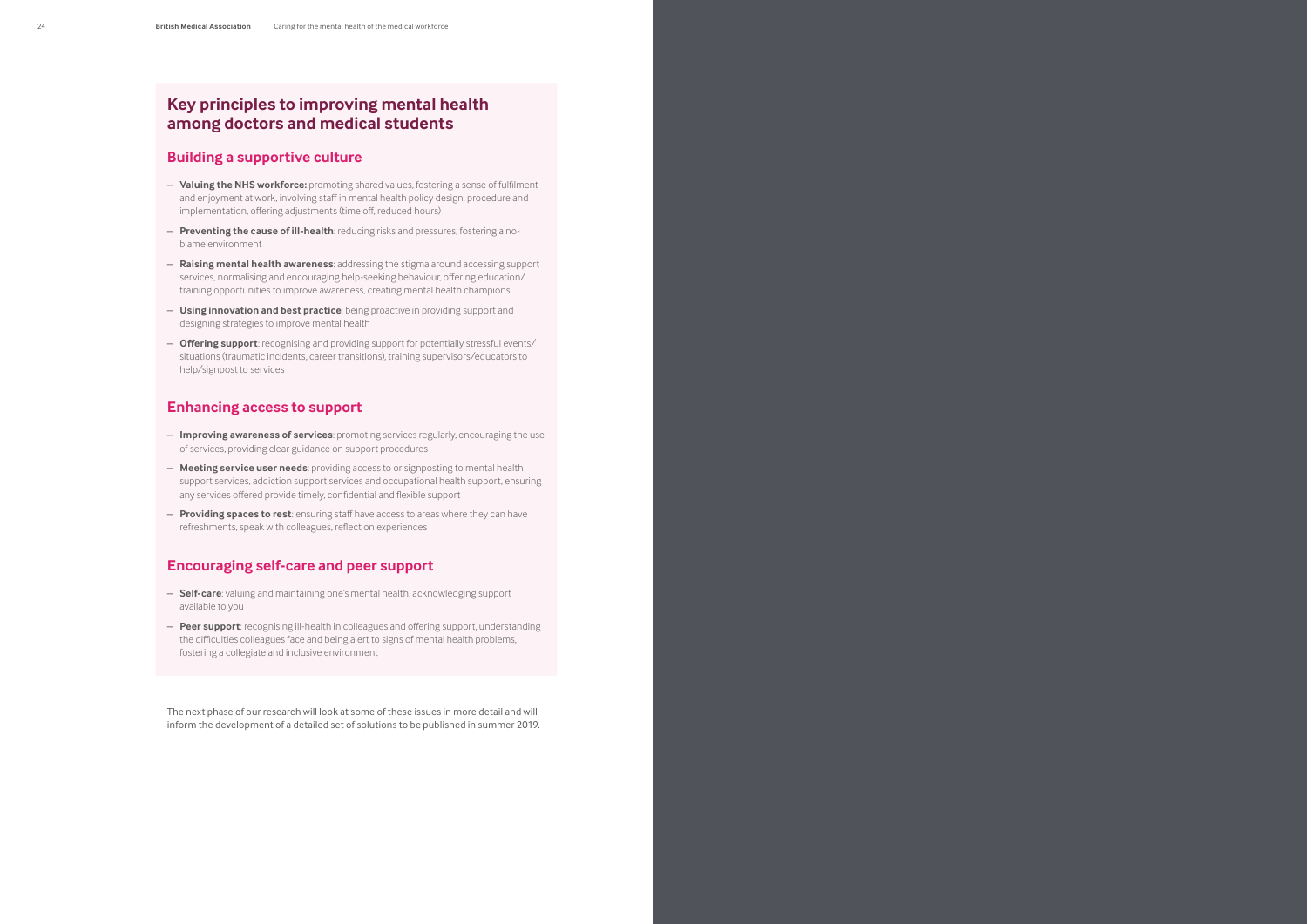## Key principles to improving mental health among doctors and medical students

### Building a supportive culture

- **Valuing the NHS workforce:** promoting shared values, fostering a sense of fulfilment and enjoyment at work, involving staff in mental health policy design, procedure and implementation, offering adjustments (time off, reduced hours)
- **Preventing the cause of ill-health**: reducing risks and pressures, fostering a no-blame environment
- **Raising mental health awareness**: addressing the stigma around accessing support services, normalising and encouraging help-seeking behaviour, offering education/training opportunities to improve awareness, creating mental health champions
- **Using innovation and best practice**: being proactive in providing support and designing strategies to improve mental health
- **Offering support**: recognising and providing support for potentially stressful events/situations (traumatic incidents, career transitions), training supervisors/educators to help/signpost to services

### Enhancing access to support

- **Improving awareness of services**: promoting services regularly, encouraging the use of services, providing clear guidance on support procedures
- **Meeting service user needs**: providing access to or signposting to mental health support services, addiction support services and occupational health support, ensuring any services offered provide timely, confidential and flexible support
- **Providing spaces to rest**: ensuring staff have access to areas where they can have refreshments, speak with colleagues, reflect on experiences

### Encouraging self-care and peer support

- **Self-care**: valuing and maintaining one's mental health, acknowledging support available to you
- **Peer support**: recognising ill-health in colleagues and offering support, understanding the difficulties colleagues face and being alert to signs of mental health problems, fostering a collegiate and inclusive environment

The next phase of our research will look at some of these issues in more detail and will inform the development of a detailed set of solutions to be published in summer 2019.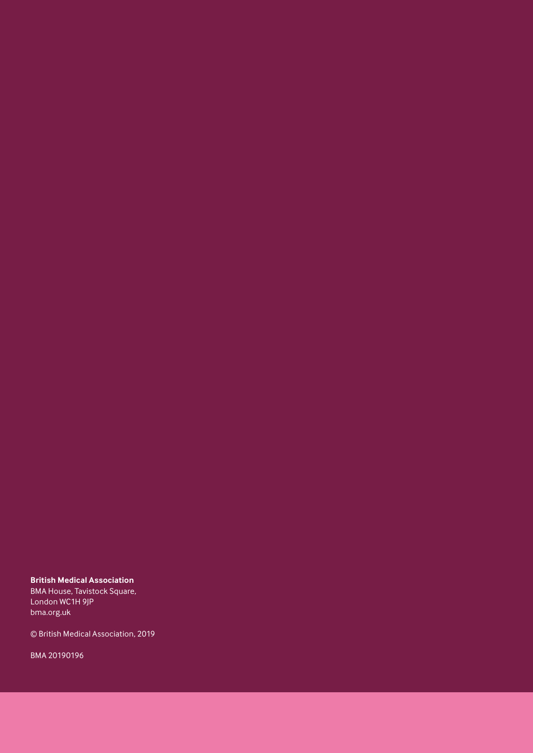**British Medical Association**
BMA House, Tavistock Square,
London WC1H 9JP
bma.org.uk

© British Medical Association, 2019

BMA 20190196